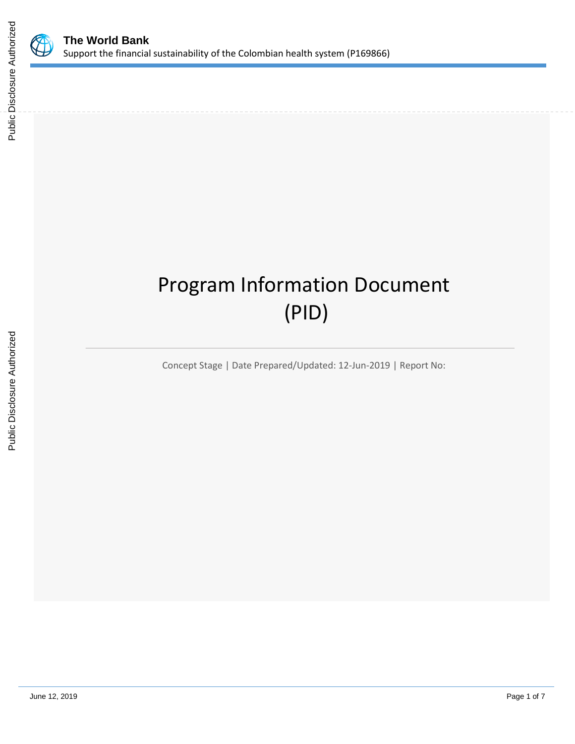**The World Bank**

Support the financial sustainability of the Colombian health system (P169866)

# Program Information Document (PID)

Concept Stage | Date Prepared/Updated: 12-Jun-2019 | Report No: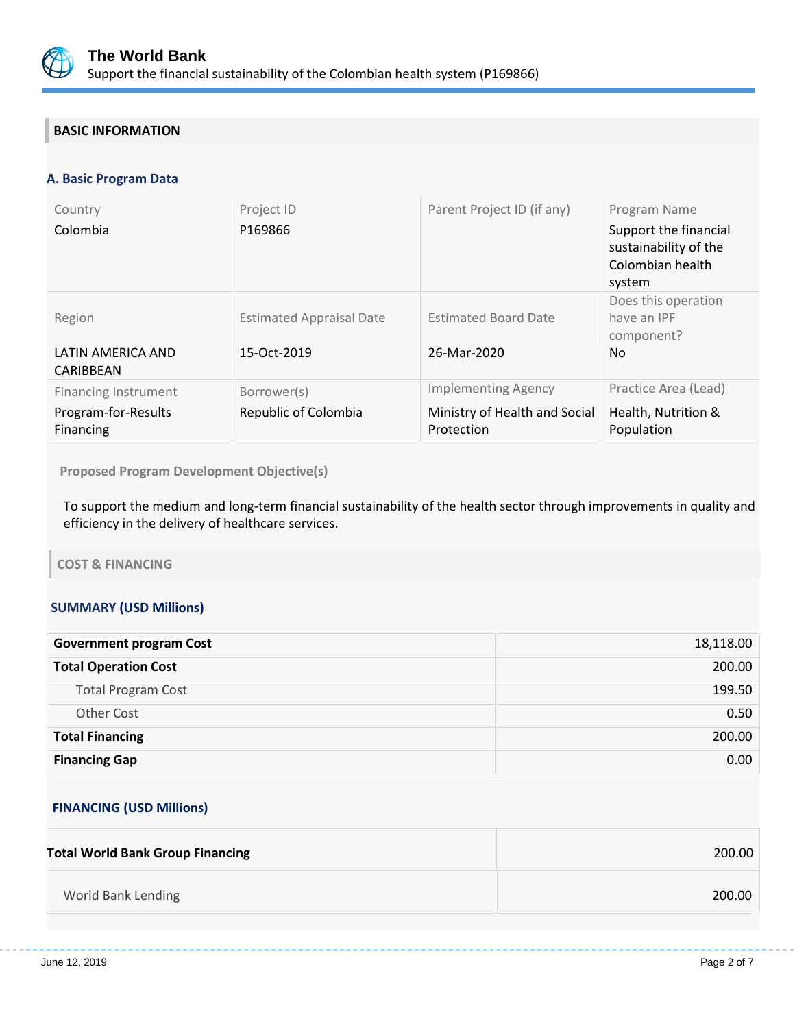## BASIC INFORMATION

### A. Basic Program Data

| Country | Project ID | Parent Project ID (if any) | Program Name |
|---|---|---|---|
| Colombia | P169866 | | Support the financial sustainability of the Colombian health system |
| **Region** | **Estimated Appraisal Date** | **Estimated Board Date** | **Does this operation have an IPF component?** |
| LATIN AMERICA AND CARIBBEAN | 15-Oct-2019 | 26-Mar-2020 | No |
| **Financing Instrument** | **Borrower(s)** | **Implementing Agency** | **Practice Area (Lead)** |
| Program-for-Results Financing | Republic of Colombia | Ministry of Health and Social Protection | Health, Nutrition & Population |

**Proposed Program Development Objective(s)**

To support the medium and long-term financial sustainability of the health sector through improvements in quality and efficiency in the delivery of healthcare services.

## COST & FINANCING

### SUMMARY (USD Millions)

| | |
|---|---:|
| **Government program Cost** | 18,118.00 |
| **Total Operation Cost** | 200.00 |
| Total Program Cost | 199.50 |
| Other Cost | 0.50 |
| **Total Financing** | 200.00 |
| **Financing Gap** | 0.00 |

### FINANCING (USD Millions)

| | |
|---|---:|
| **Total World Bank Group Financing** | 200.00 |
| World Bank Lending | 200.00 |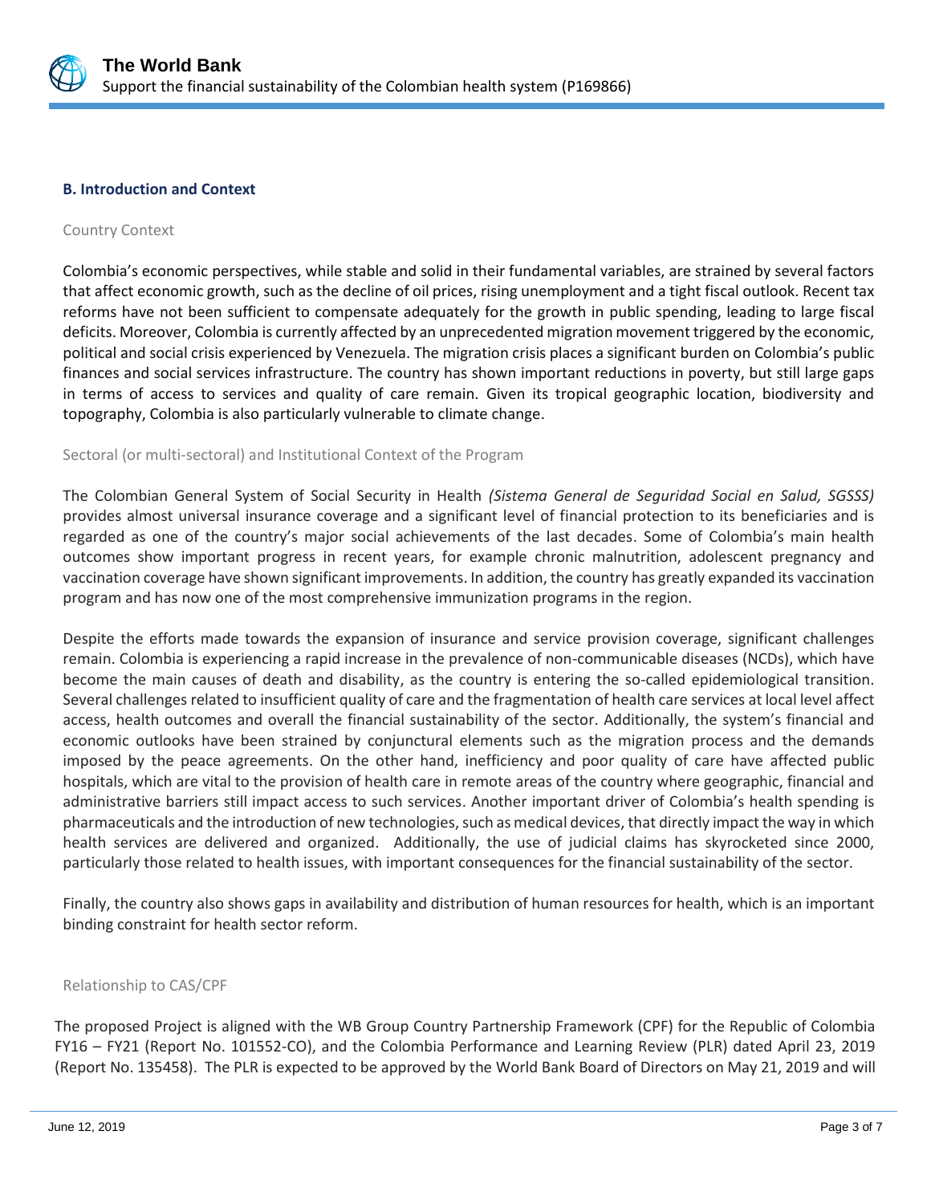### B. Introduction and Context

#### Country Context

Colombia's economic perspectives, while stable and solid in their fundamental variables, are strained by several factors that affect economic growth, such as the decline of oil prices, rising unemployment and a tight fiscal outlook. Recent tax reforms have not been sufficient to compensate adequately for the growth in public spending, leading to large fiscal deficits. Moreover, Colombia is currently affected by an unprecedented migration movement triggered by the economic, political and social crisis experienced by Venezuela. The migration crisis places a significant burden on Colombia's public finances and social services infrastructure. The country has shown important reductions in poverty, but still large gaps in terms of access to services and quality of care remain. Given its tropical geographic location, biodiversity and topography, Colombia is also particularly vulnerable to climate change.

#### Sectoral (or multi-sectoral) and Institutional Context of the Program

The Colombian General System of Social Security in Health *(Sistema General de Seguridad Social en Salud, SGSSS)* provides almost universal insurance coverage and a significant level of financial protection to its beneficiaries and is regarded as one of the country's major social achievements of the last decades. Some of Colombia's main health outcomes show important progress in recent years, for example chronic malnutrition, adolescent pregnancy and vaccination coverage have shown significant improvements. In addition, the country has greatly expanded its vaccination program and has now one of the most comprehensive immunization programs in the region.

Despite the efforts made towards the expansion of insurance and service provision coverage, significant challenges remain. Colombia is experiencing a rapid increase in the prevalence of non-communicable diseases (NCDs), which have become the main causes of death and disability, as the country is entering the so-called epidemiological transition. Several challenges related to insufficient quality of care and the fragmentation of health care services at local level affect access, health outcomes and overall the financial sustainability of the sector. Additionally, the system's financial and economic outlooks have been strained by conjunctural elements such as the migration process and the demands imposed by the peace agreements. On the other hand, inefficiency and poor quality of care have affected public hospitals, which are vital to the provision of health care in remote areas of the country where geographic, financial and administrative barriers still impact access to such services. Another important driver of Colombia's health spending is pharmaceuticals and the introduction of new technologies, such as medical devices, that directly impact the way in which health services are delivered and organized. Additionally, the use of judicial claims has skyrocketed since 2000, particularly those related to health issues, with important consequences for the financial sustainability of the sector.

Finally, the country also shows gaps in availability and distribution of human resources for health, which is an important binding constraint for health sector reform.

#### Relationship to CAS/CPF

The proposed Project is aligned with the WB Group Country Partnership Framework (CPF) for the Republic of Colombia FY16 – FY21 (Report No. 101552-CO), and the Colombia Performance and Learning Review (PLR) dated April 23, 2019 (Report No. 135458). The PLR is expected to be approved by the World Bank Board of Directors on May 21, 2019 and will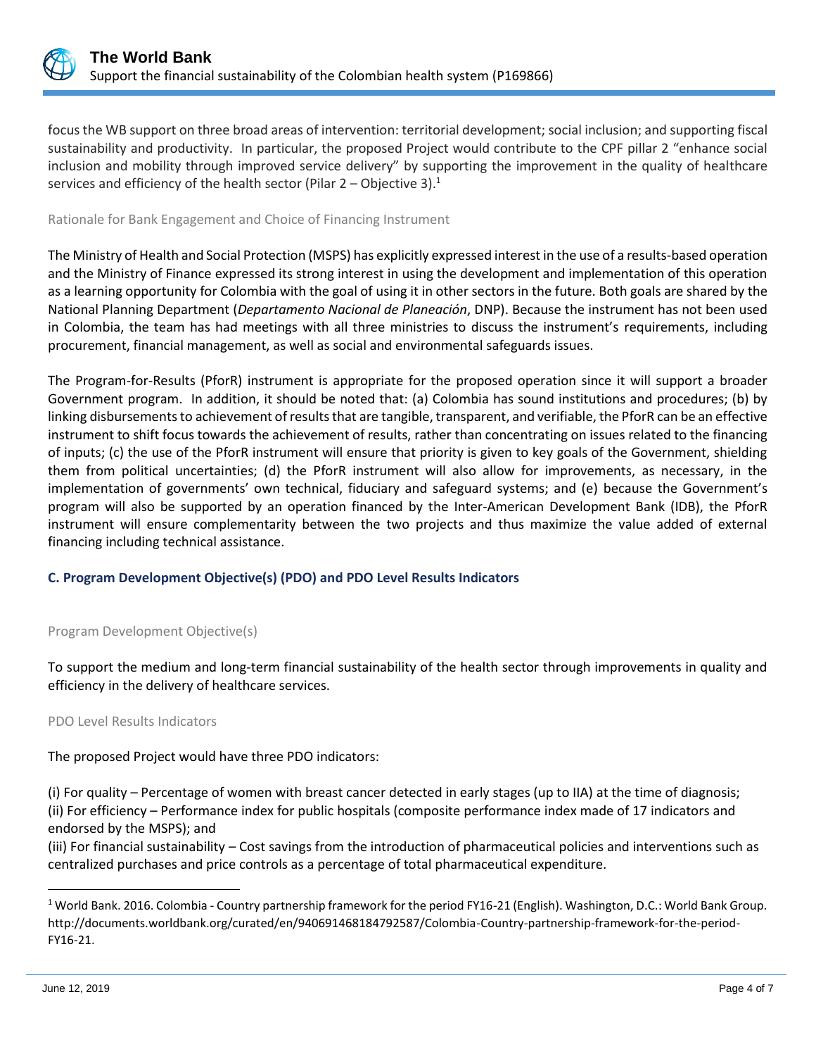focus the WB support on three broad areas of intervention: territorial development; social inclusion; and supporting fiscal sustainability and productivity. In particular, the proposed Project would contribute to the CPF pillar 2 "enhance social inclusion and mobility through improved service delivery" by supporting the improvement in the quality of healthcare services and efficiency of the health sector (Pilar 2 – Objective 3).[1]

Rationale for Bank Engagement and Choice of Financing Instrument

The Ministry of Health and Social Protection (MSPS) has explicitly expressed interest in the use of a results-based operation and the Ministry of Finance expressed its strong interest in using the development and implementation of this operation as a learning opportunity for Colombia with the goal of using it in other sectors in the future. Both goals are shared by the National Planning Department (*Departamento Nacional de Planeación*, DNP). Because the instrument has not been used in Colombia, the team has had meetings with all three ministries to discuss the instrument's requirements, including procurement, financial management, as well as social and environmental safeguards issues.

The Program-for-Results (PforR) instrument is appropriate for the proposed operation since it will support a broader Government program. In addition, it should be noted that: (a) Colombia has sound institutions and procedures; (b) by linking disbursements to achievement of results that are tangible, transparent, and verifiable, the PforR can be an effective instrument to shift focus towards the achievement of results, rather than concentrating on issues related to the financing of inputs; (c) the use of the PforR instrument will ensure that priority is given to key goals of the Government, shielding them from political uncertainties; (d) the PforR instrument will also allow for improvements, as necessary, in the implementation of governments' own technical, fiduciary and safeguard systems; and (e) because the Government's program will also be supported by an operation financed by the Inter-American Development Bank (IDB), the PforR instrument will ensure complementarity between the two projects and thus maximize the value added of external financing including technical assistance.

### C. Program Development Objective(s) (PDO) and PDO Level Results Indicators

Program Development Objective(s)

To support the medium and long-term financial sustainability of the health sector through improvements in quality and efficiency in the delivery of healthcare services.

PDO Level Results Indicators

The proposed Project would have three PDO indicators:

(i) For quality – Percentage of women with breast cancer detected in early stages (up to IIA) at the time of diagnosis;
(ii) For efficiency – Performance index for public hospitals (composite performance index made of 17 indicators and endorsed by the MSPS); and
(iii) For financial sustainability – Cost savings from the introduction of pharmaceutical policies and interventions such as centralized purchases and price controls as a percentage of total pharmaceutical expenditure.

[1] World Bank. 2016. Colombia - Country partnership framework for the period FY16-21 (English). Washington, D.C.: World Bank Group. http://documents.worldbank.org/curated/en/940691468184792587/Colombia-Country-partnership-framework-for-the-period-FY16-21.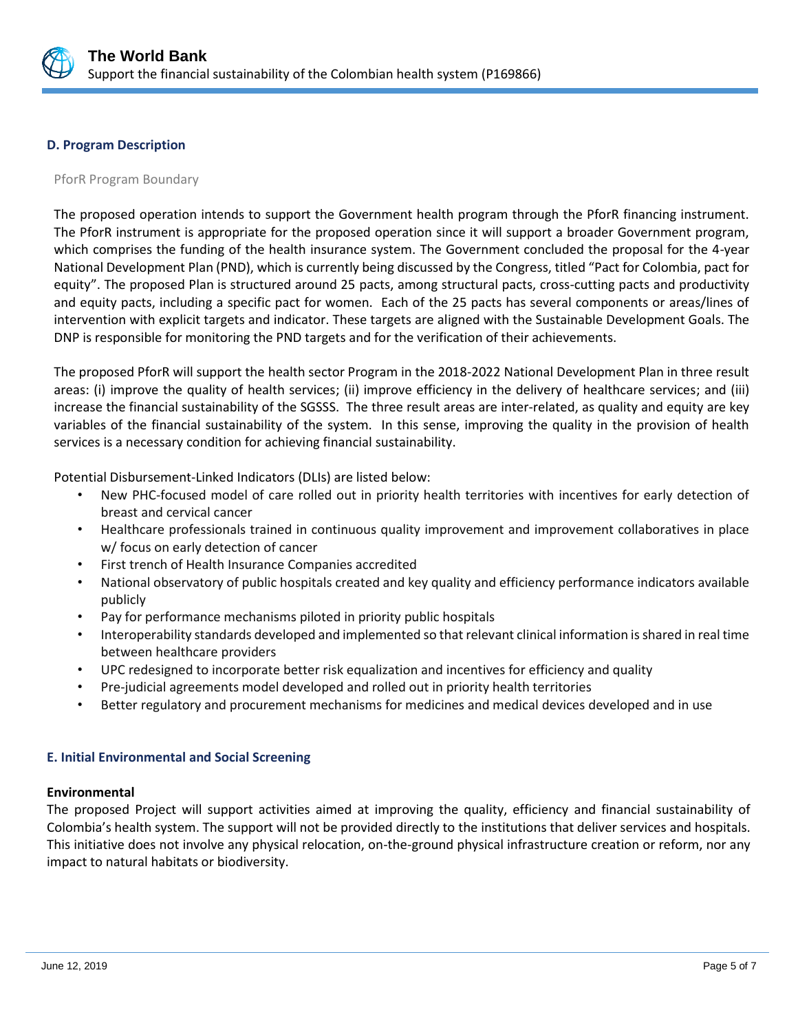### D. Program Description

PforR Program Boundary

The proposed operation intends to support the Government health program through the PforR financing instrument. The PforR instrument is appropriate for the proposed operation since it will support a broader Government program, which comprises the funding of the health insurance system. The Government concluded the proposal for the 4-year National Development Plan (PND), which is currently being discussed by the Congress, titled "Pact for Colombia, pact for equity". The proposed Plan is structured around 25 pacts, among structural pacts, cross-cutting pacts and productivity and equity pacts, including a specific pact for women. Each of the 25 pacts has several components or areas/lines of intervention with explicit targets and indicator. These targets are aligned with the Sustainable Development Goals. The DNP is responsible for monitoring the PND targets and for the verification of their achievements.

The proposed PforR will support the health sector Program in the 2018-2022 National Development Plan in three result areas: (i) improve the quality of health services; (ii) improve efficiency in the delivery of healthcare services; and (iii) increase the financial sustainability of the SGSSS. The three result areas are inter-related, as quality and equity are key variables of the financial sustainability of the system. In this sense, improving the quality in the provision of health services is a necessary condition for achieving financial sustainability.

Potential Disbursement-Linked Indicators (DLIs) are listed below:

- New PHC-focused model of care rolled out in priority health territories with incentives for early detection of breast and cervical cancer
- Healthcare professionals trained in continuous quality improvement and improvement collaboratives in place w/ focus on early detection of cancer
- First trench of Health Insurance Companies accredited
- National observatory of public hospitals created and key quality and efficiency performance indicators available publicly
- Pay for performance mechanisms piloted in priority public hospitals
- Interoperability standards developed and implemented so that relevant clinical information is shared in real time between healthcare providers
- UPC redesigned to incorporate better risk equalization and incentives for efficiency and quality
- Pre-judicial agreements model developed and rolled out in priority health territories
- Better regulatory and procurement mechanisms for medicines and medical devices developed and in use

### E. Initial Environmental and Social Screening

**Environmental**

The proposed Project will support activities aimed at improving the quality, efficiency and financial sustainability of Colombia's health system. The support will not be provided directly to the institutions that deliver services and hospitals. This initiative does not involve any physical relocation, on-the-ground physical infrastructure creation or reform, nor any impact to natural habitats or biodiversity.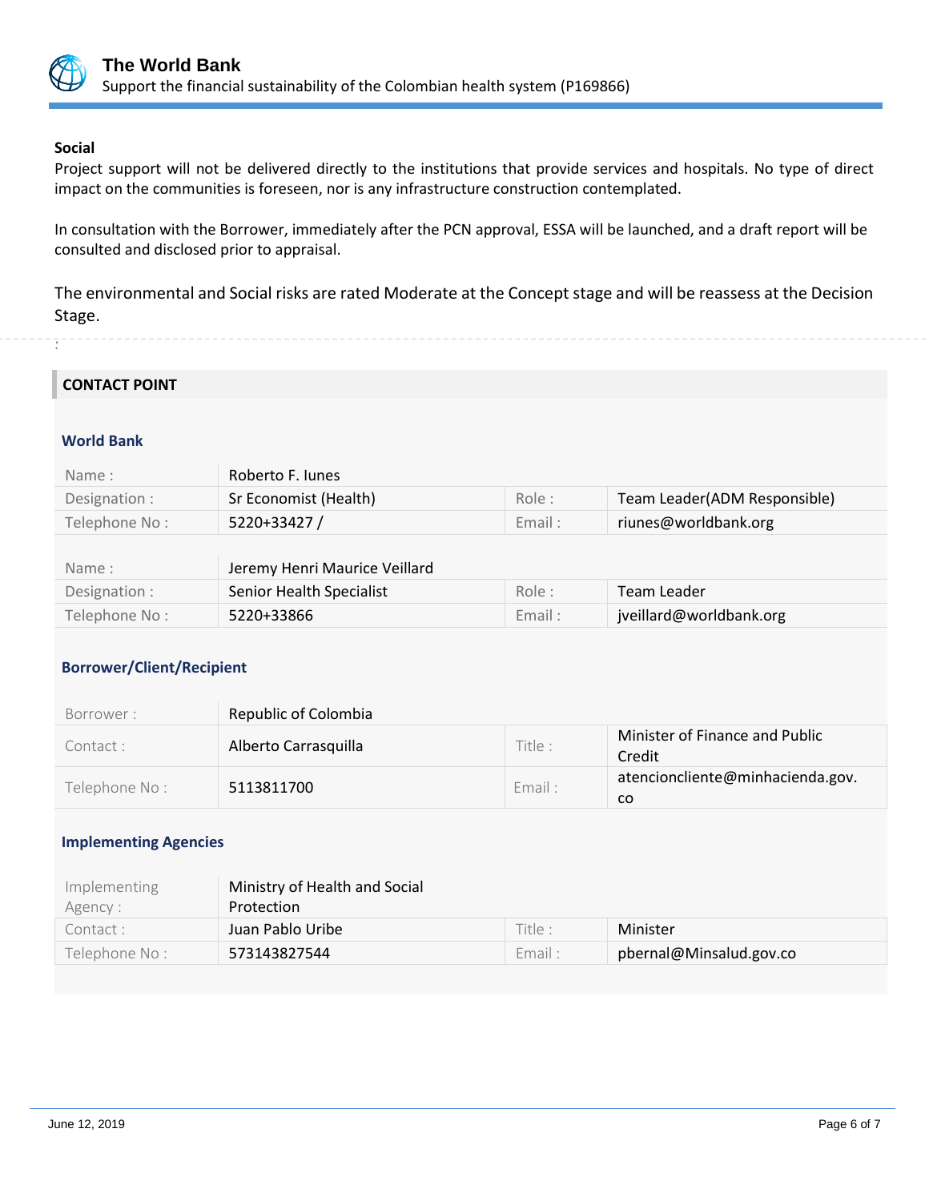**Social**

Project support will not be delivered directly to the institutions that provide services and hospitals. No type of direct impact on the communities is foreseen, nor is any infrastructure construction contemplated.

In consultation with the Borrower, immediately after the PCN approval, ESSA will be launched, and a draft report will be consulted and disclosed prior to appraisal.

The environmental and Social risks are rated Moderate at the Concept stage and will be reassess at the Decision Stage.

## CONTACT POINT

### World Bank

| Name : | Roberto F. Iunes | | |
|---|---|---|---|
| Designation : | Sr Economist (Health) | Role : | Team Leader(ADM Responsible) |
| Telephone No : | 5220+33427 / | Email : | riunes@worldbank.org |

| Name : | Jeremy Henri Maurice Veillard | | |
|---|---|---|---|
| Designation : | Senior Health Specialist | Role : | Team Leader |
| Telephone No : | 5220+33866 | Email : | jveillard@worldbank.org |

### Borrower/Client/Recipient

| Borrower : | Republic of Colombia | | |
|---|---|---|---|
| Contact : | Alberto Carrasquilla | Title : | Minister of Finance and Public Credit |
| Telephone No : | 5113811700 | Email : | atencioncliente@minhacienda.gov.co |

### Implementing Agencies

| Implementing Agency : | Ministry of Health and Social Protection | | |
|---|---|---|---|
| Contact : | Juan Pablo Uribe | Title : | Minister |
| Telephone No : | 573143827544 | Email : | pbernal@Minsalud.gov.co |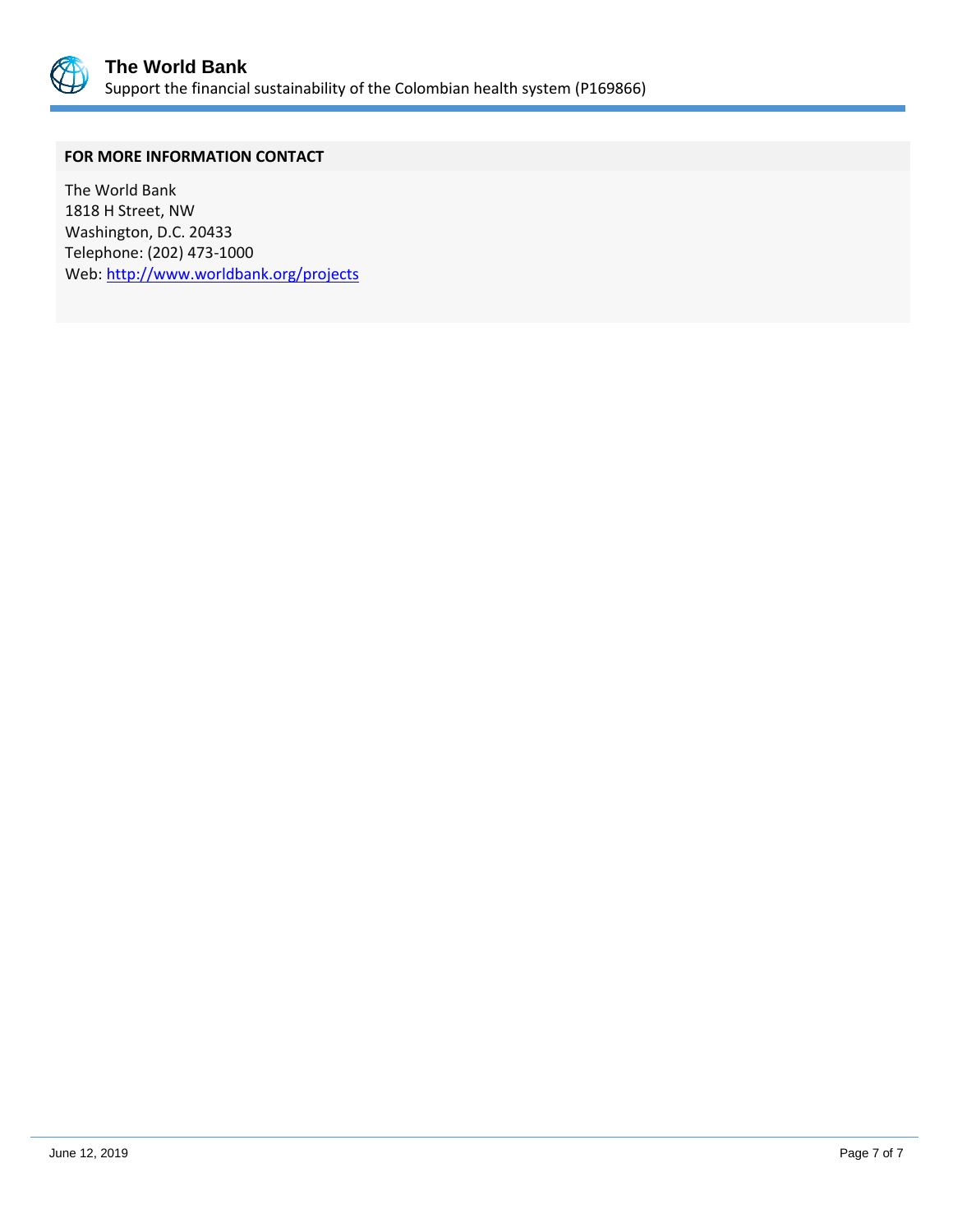### FOR MORE INFORMATION CONTACT

The World Bank
1818 H Street, NW
Washington, D.C. 20433
Telephone: (202) 473-1000
Web: http://www.worldbank.org/projects